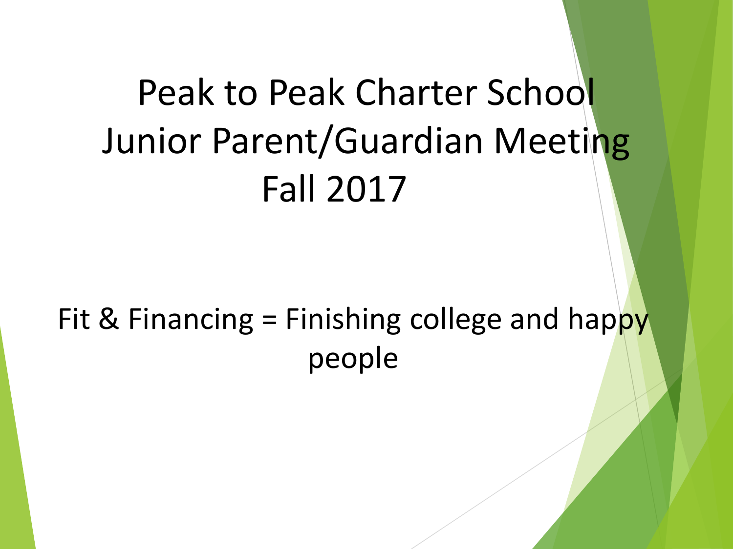# Peak to Peak Charter School
# Junior Parent/Guardian Meeting
# Fall 2017

Fit & Financing = Finishing college and happy people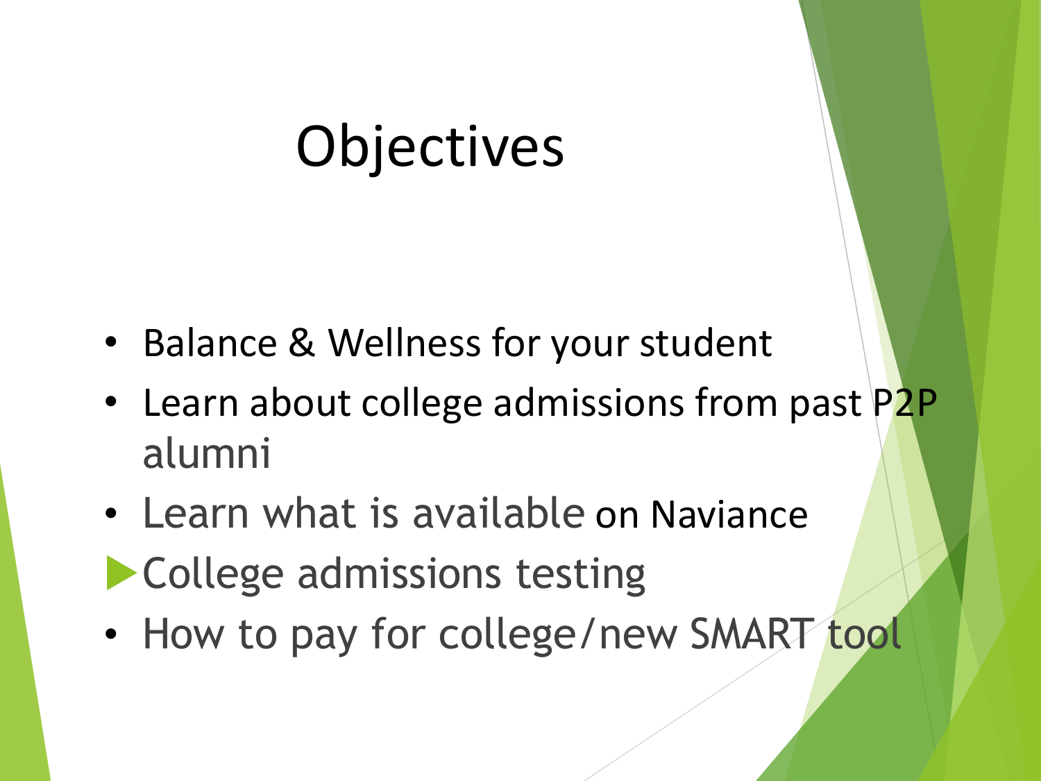# Objectives

- Balance & Wellness for your student
- Learn about college admissions from past P2P alumni
- Learn what is available on Naviance
- College admissions testing
- How to pay for college/new SMART tool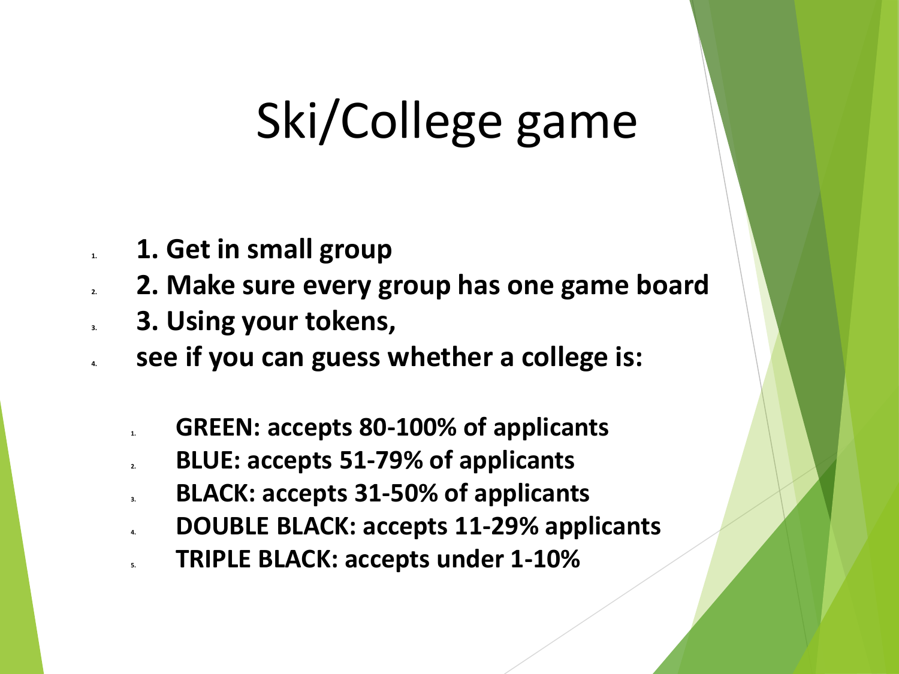# Ski/College game

1. **1. Get in small group**
2. **2. Make sure every group has one game board**
3. **3. Using your tokens,**
4. **see if you can guess whether a college is:**

   1. **GREEN: accepts 80-100% of applicants**
   2. **BLUE: accepts 51-79% of applicants**
   3. **BLACK: accepts 31-50% of applicants**
   4. **DOUBLE BLACK: accepts 11-29% applicants**
   5. **TRIPLE BLACK: accepts under 1-10%**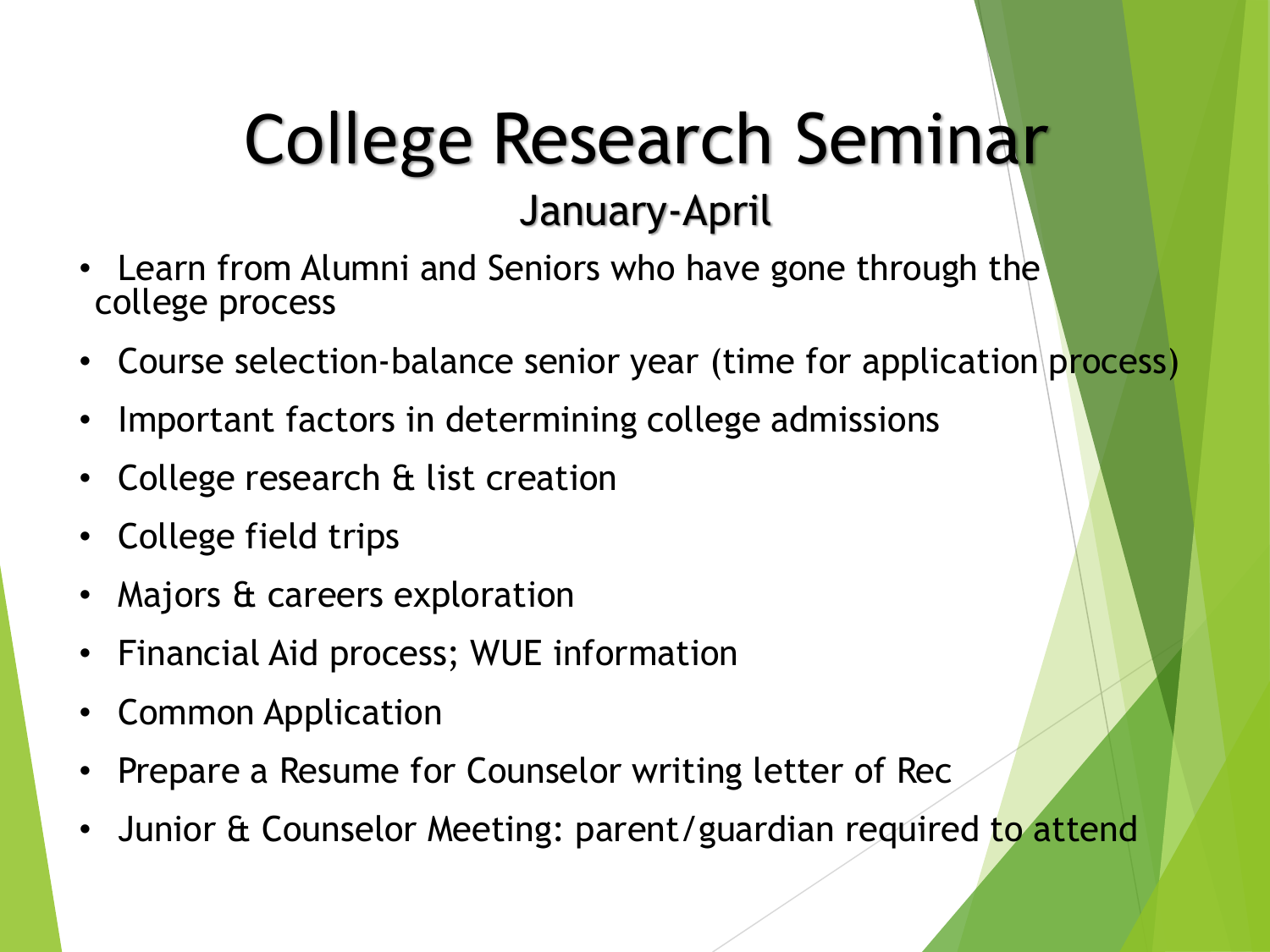# College Research Seminar

## January-April

- Learn from Alumni and Seniors who have gone through the college process
- Course selection-balance senior year (time for application process)
- Important factors in determining college admissions
- College research & list creation
- College field trips
- Majors & careers exploration
- Financial Aid process; WUE information
- Common Application
- Prepare a Resume for Counselor writing letter of Rec
- Junior & Counselor Meeting: parent/guardian required to attend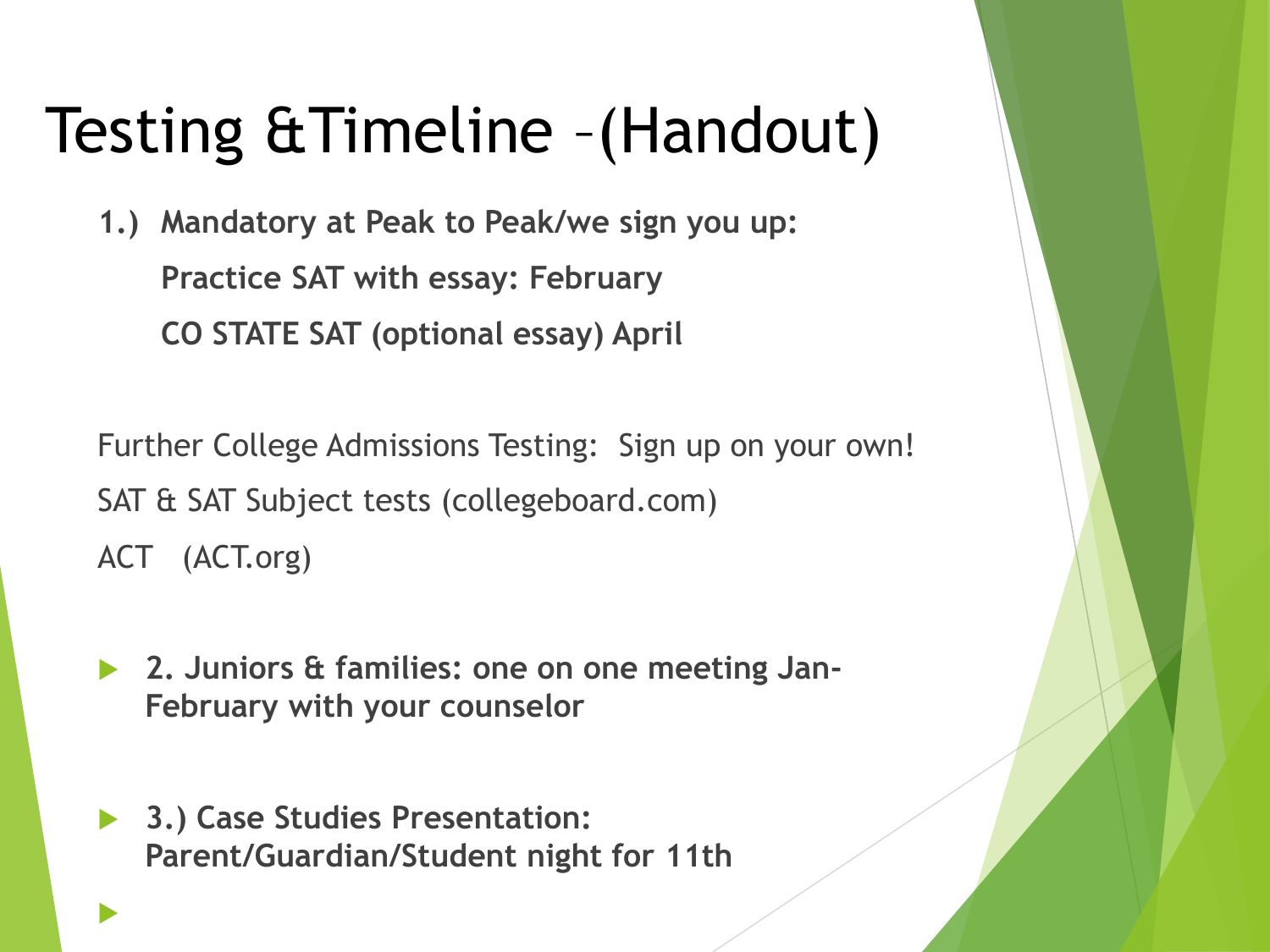# Testing &Timeline –(Handout)

**1.) Mandatory at Peak to Peak/we sign you up:**

**Practice SAT with essay: February**

**CO STATE SAT (optional essay) April**

Further College Admissions Testing: Sign up on your own!

SAT & SAT Subject tests (collegeboard.com)

ACT (ACT.org)

- **2. Juniors & families: one on one meeting Jan-February with your counselor**
- **3.) Case Studies Presentation: Parent/Guardian/Student night for 11th**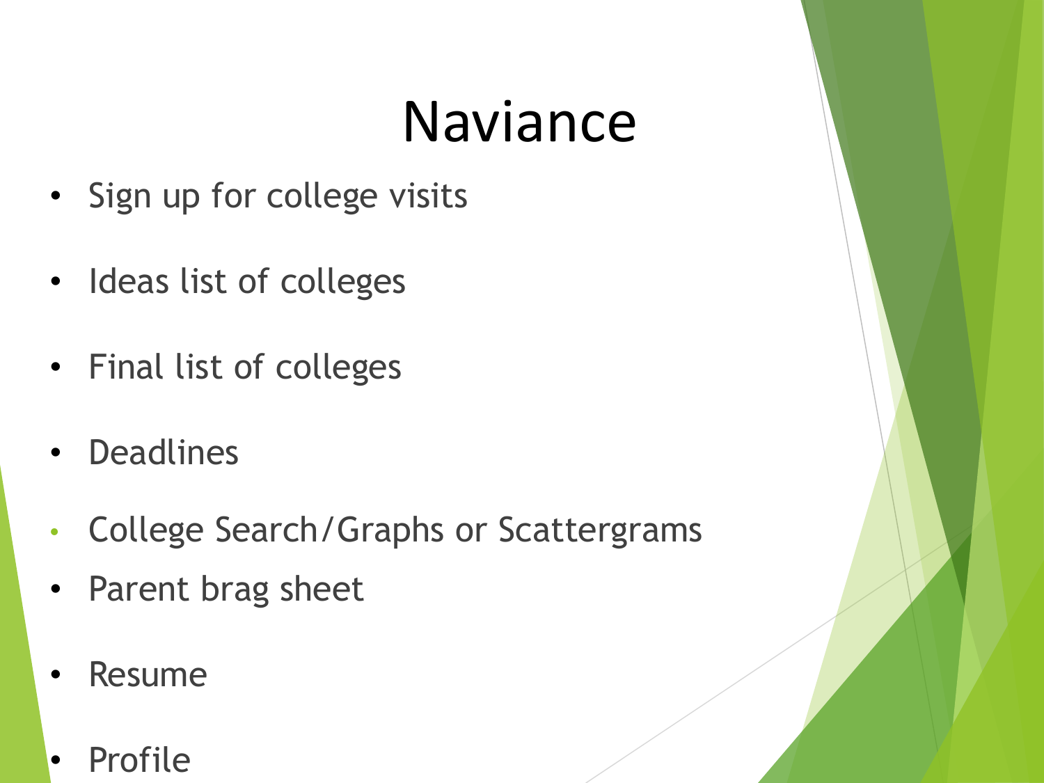# Naviance

- Sign up for college visits
- Ideas list of colleges
- Final list of colleges
- Deadlines
- College Search/Graphs or Scattergrams
- Parent brag sheet
- Resume
- Profile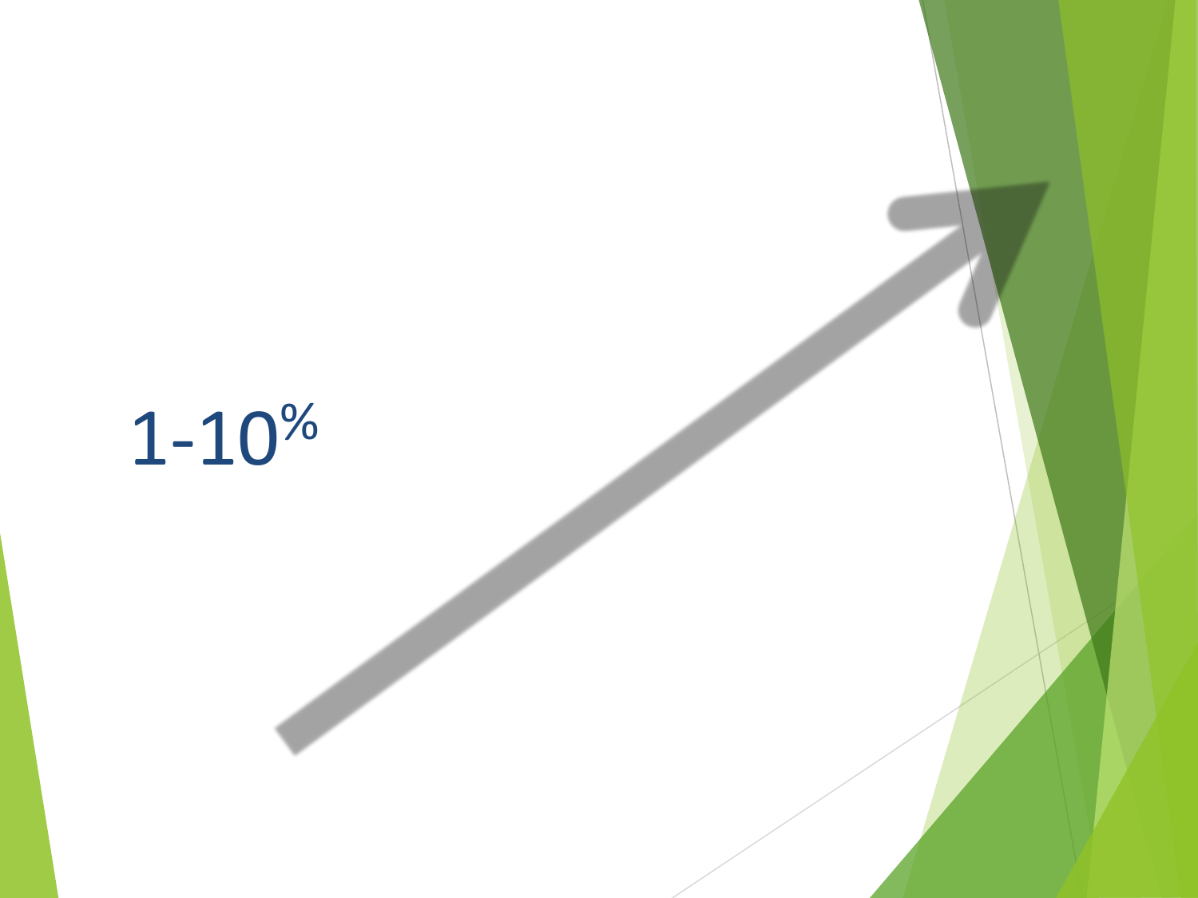1-10%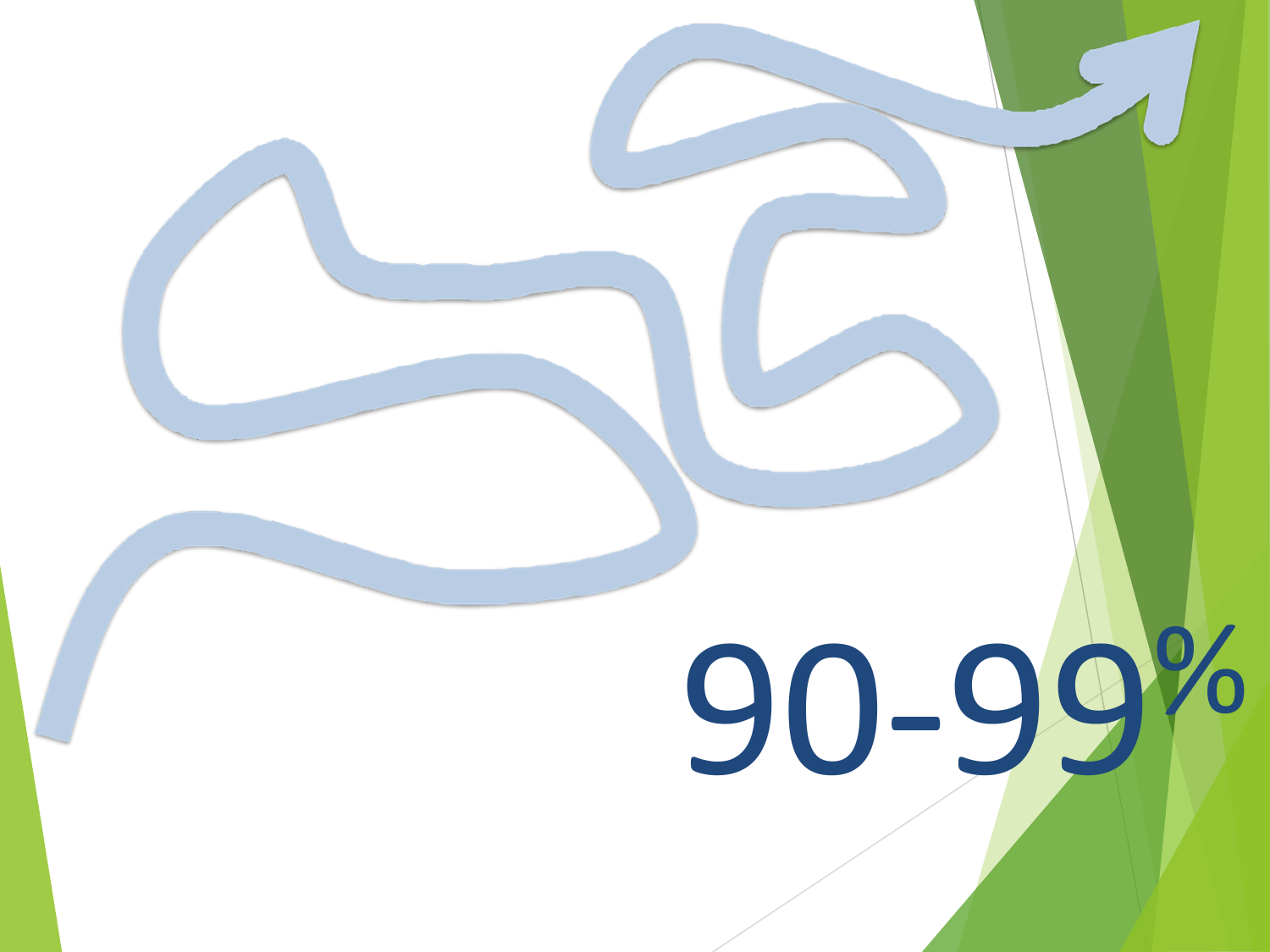90-99%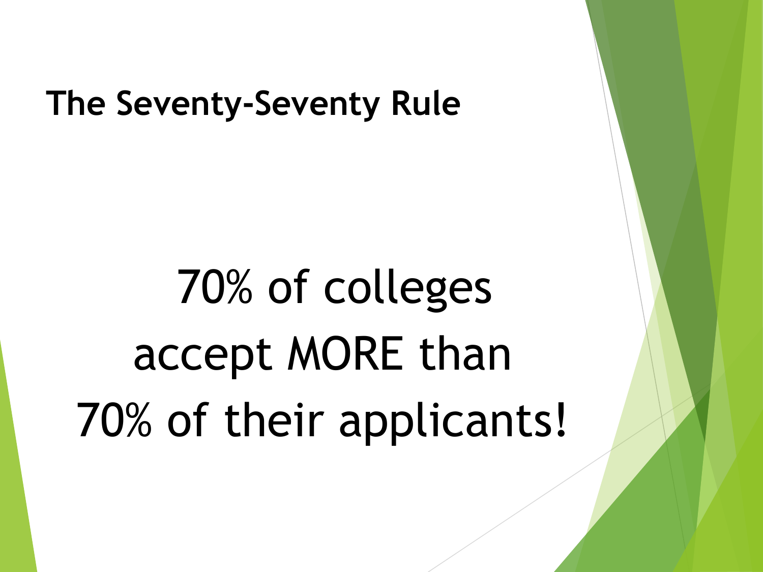## The Seventy-Seventy Rule

70% of colleges accept MORE than 70% of their applicants!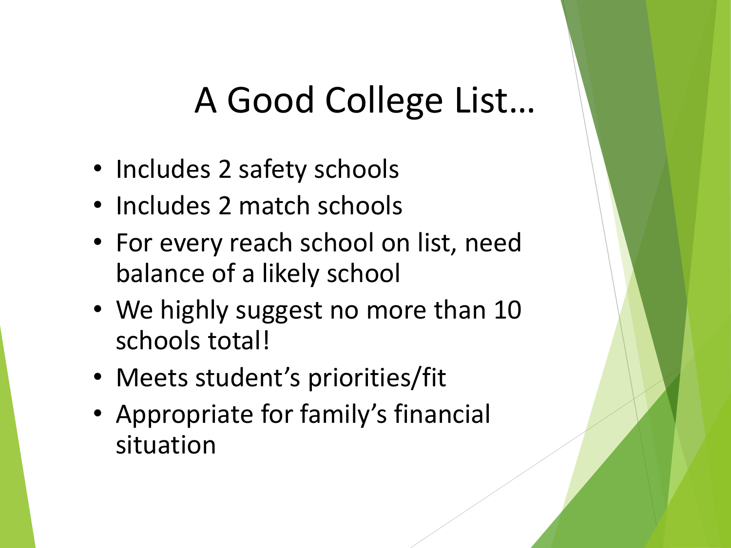# A Good College List…

- Includes 2 safety schools
- Includes 2 match schools
- For every reach school on list, need balance of a likely school
- We highly suggest no more than 10 schools total!
- Meets student's priorities/fit
- Appropriate for family's financial situation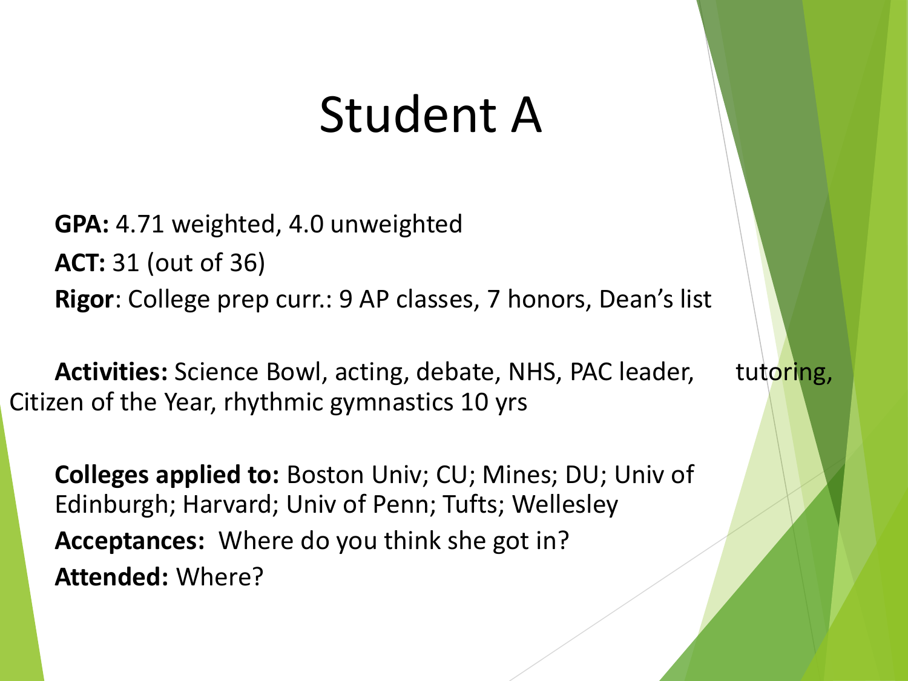# Student A

**GPA:** 4.71 weighted, 4.0 unweighted

**ACT:** 31 (out of 36)

**Rigor**: College prep curr.: 9 AP classes, 7 honors, Dean's list

**Activities:** Science Bowl, acting, debate, NHS, PAC leader, tutoring, Citizen of the Year, rhythmic gymnastics 10 yrs

**Colleges applied to:** Boston Univ; CU; Mines; DU; Univ of Edinburgh; Harvard; Univ of Penn; Tufts; Wellesley

**Acceptances:** Where do you think she got in?

**Attended:** Where?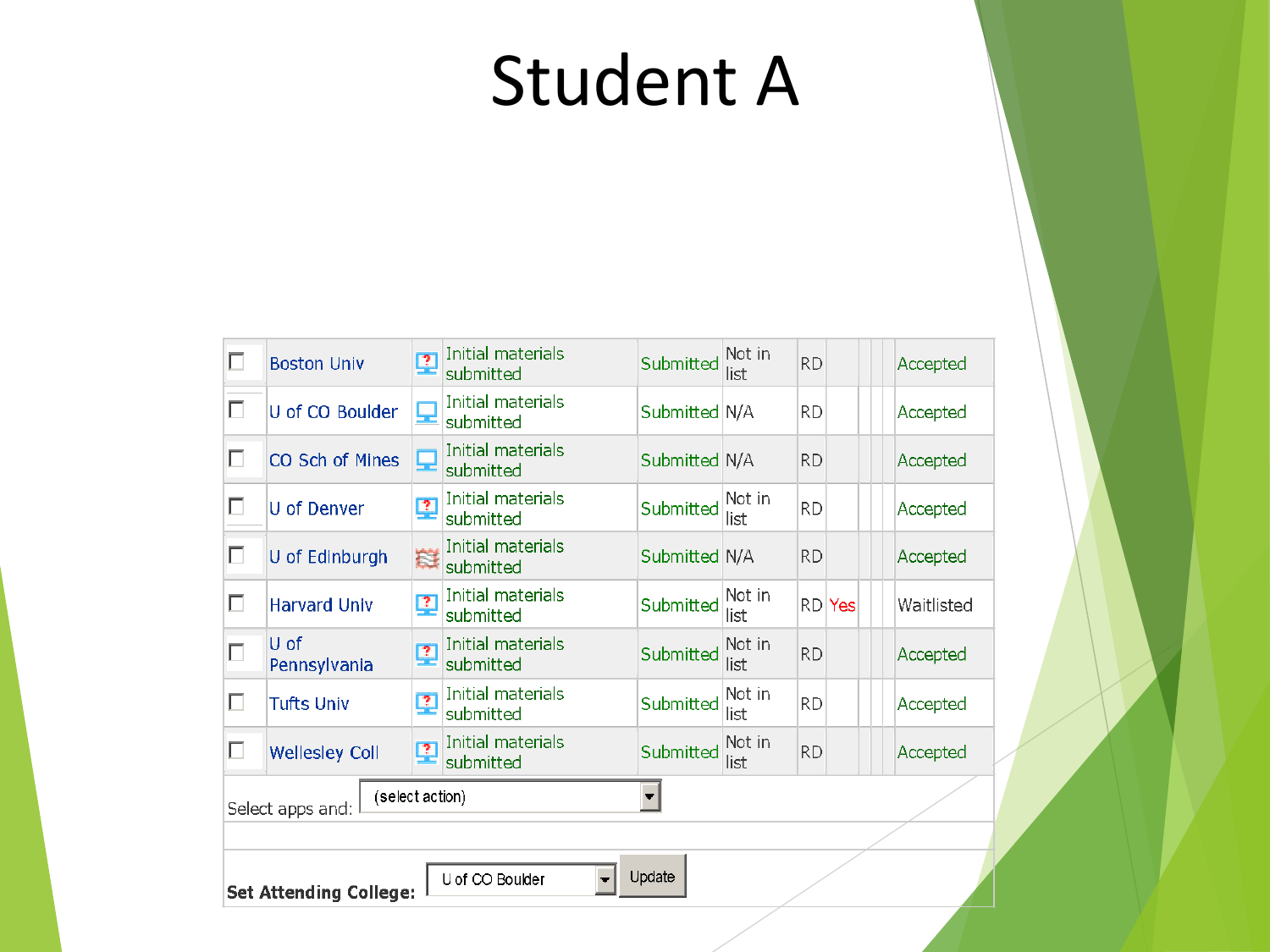# Student A

| | College | | Status | | | | | | | Decision |
|---|---|---|---|---|---|---|---|---|---|---|
| ☐ | Boston Univ | | Initial materials submitted | Submitted | Not in list | RD | | | | Accepted |
| ☐ | U of CO Boulder | | Initial materials submitted | Submitted | N/A | RD | | | | Accepted |
| ☐ | CO Sch of Mines | | Initial materials submitted | Submitted | N/A | RD | | | | Accepted |
| ☐ | U of Denver | | Initial materials submitted | Submitted | Not in list | RD | | | | Accepted |
| ☐ | U of Edinburgh | | Initial materials submitted | Submitted | N/A | RD | | | | Accepted |
| ☐ | Harvard Univ | | Initial materials submitted | Submitted | Not in list | RD | Yes | | | Waitlisted |
| ☐ | U of Pennsylvania | | Initial materials submitted | Submitted | Not in list | RD | | | | Accepted |
| ☐ | Tufts Univ | | Initial materials submitted | Submitted | Not in list | RD | | | | Accepted |
| ☐ | Wellesley Coll | | Initial materials submitted | Submitted | Not in list | RD | | | | Accepted |

Select apps and: (select action)

**Set Attending College:** U of CO Boulder [Update]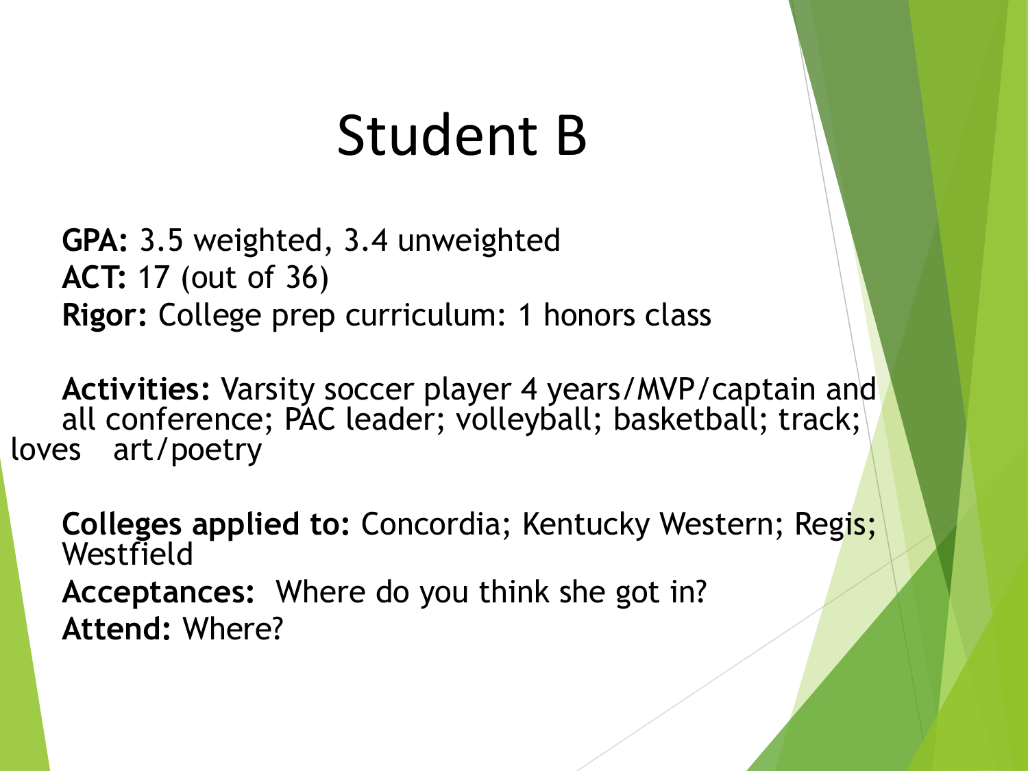# Student B

**GPA:** 3.5 weighted, 3.4 unweighted
**ACT:** 17 (out of 36)
**Rigor:** College prep curriculum: 1 honors class

**Activities:** Varsity soccer player 4 years/MVP/captain and all conference; PAC leader; volleyball; basketball; track; loves art/poetry

**Colleges applied to:** Concordia; Kentucky Western; Regis; Westfield
**Acceptances:** Where do you think she got in?
**Attend:** Where?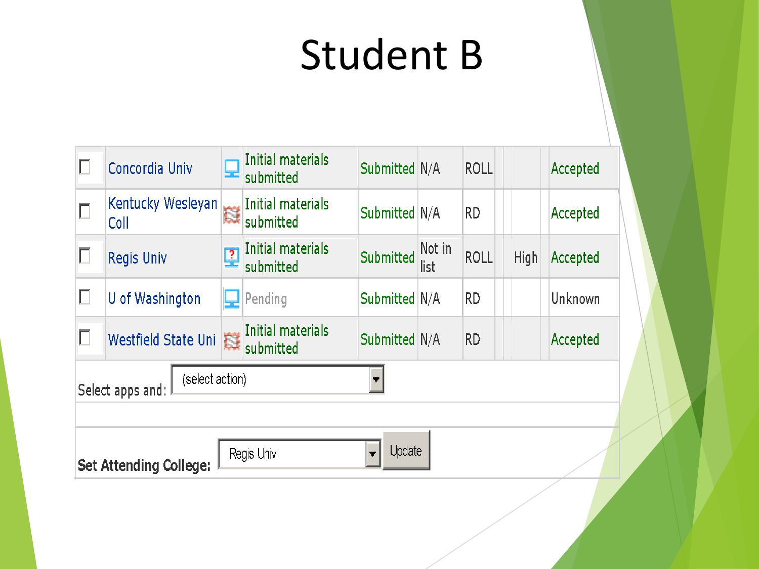# Student B

| | College | | Status | | | | | | | | Decision |
|---|---|---|---|---|---|---|---|---|---|---|---|
| ☐ | Concordia Univ | | Initial materials submitted | Submitted | N/A | ROLL | | | | | Accepted |
| ☐ | Kentucky Wesleyan Coll | | Initial materials submitted | Submitted | N/A | RD | | | | | Accepted |
| ☐ | Regis Univ | | Initial materials submitted | Submitted | Not in list | ROLL | | High | | | Accepted |
| ☐ | U of Washington | | Pending | Submitted | N/A | RD | | | | | Unknown |
| ☐ | Westfield State Uni | | Initial materials submitted | Submitted | N/A | RD | | | | | Accepted |

Select apps and: (select action)

**Set Attending College:** Regis Univ Update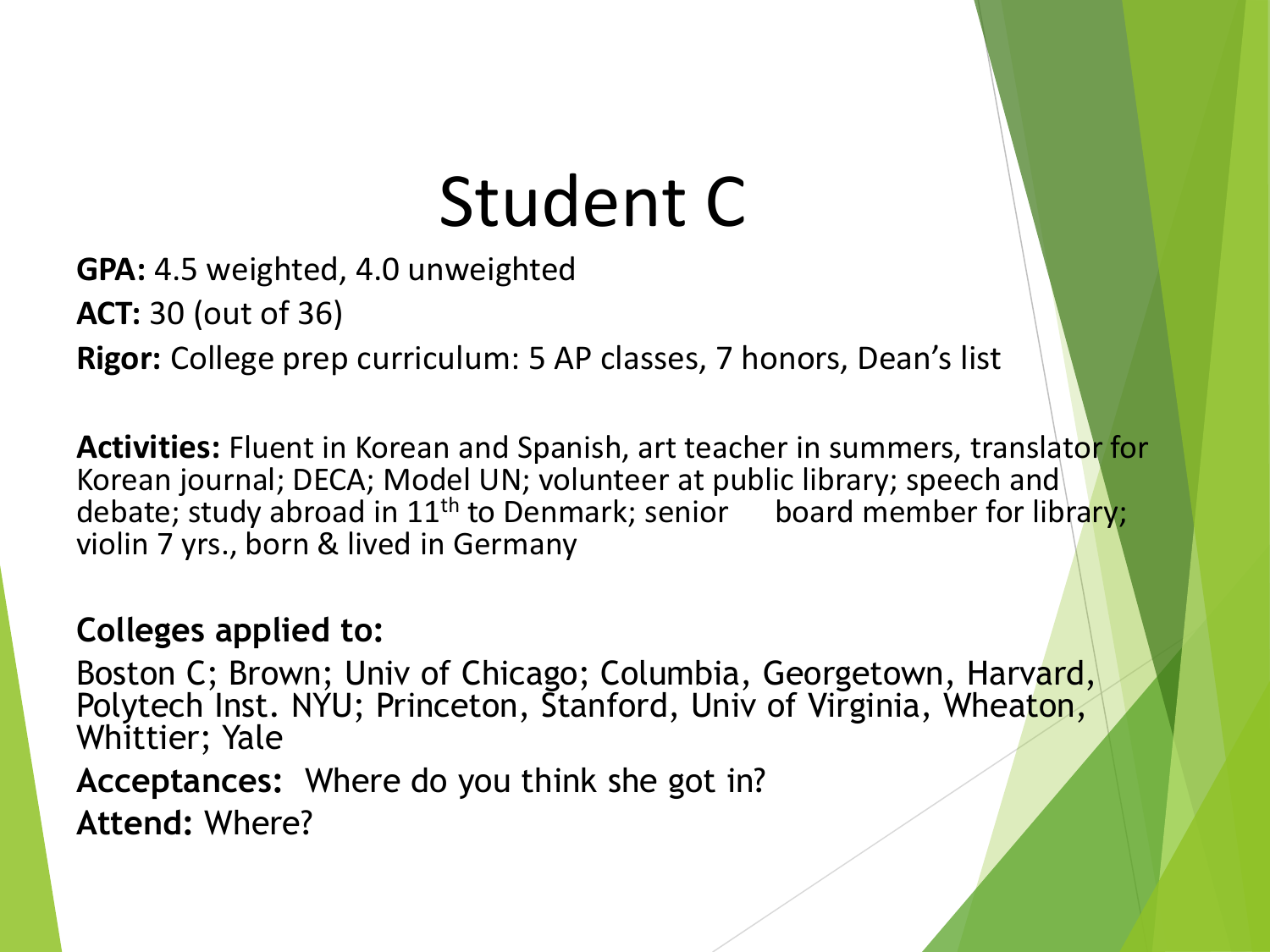# Student C

**GPA:** 4.5 weighted, 4.0 unweighted

**ACT:** 30 (out of 36)

**Rigor:** College prep curriculum: 5 AP classes, 7 honors, Dean's list

**Activities:** Fluent in Korean and Spanish, art teacher in summers, translator for Korean journal; DECA; Model UN; volunteer at public library; speech and debate; study abroad in 11th to Denmark; senior board member for library; violin 7 yrs., born & lived in Germany

**Colleges applied to:**

Boston C; Brown; Univ of Chicago; Columbia, Georgetown, Harvard, Polytech Inst. NYU; Princeton, Stanford, Univ of Virginia, Wheaton, Whittier; Yale

**Acceptances:** Where do you think she got in?

**Attend:** Where?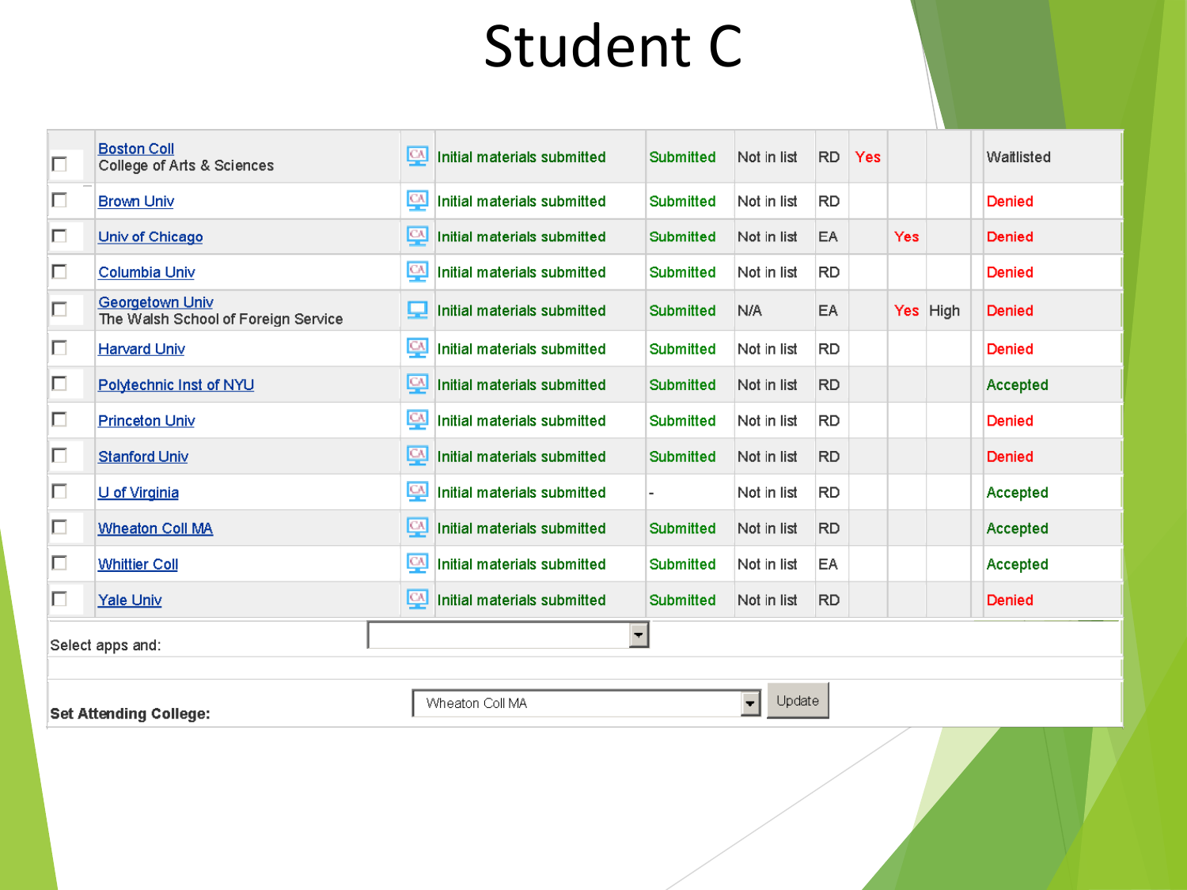# Student C

| College | Status | Materials | List | Plan | | | | Decision |
|---|---|---|---|---|---|---|---|---|
| Boston Coll<br>College of Arts & Sciences | Initial materials submitted | Submitted | Not in list | RD | Yes | | | Waitlisted |
| Brown Univ | Initial materials submitted | Submitted | Not in list | RD | | | | Denied |
| Univ of Chicago | Initial materials submitted | Submitted | Not in list | EA | | Yes | | Denied |
| Columbia Univ | Initial materials submitted | Submitted | Not in list | RD | | | | Denied |
| Georgetown Univ<br>The Walsh School of Foreign Service | Initial materials submitted | Submitted | N/A | EA | | Yes | High | Denied |
| Harvard Univ | Initial materials submitted | Submitted | Not in list | RD | | | | Denied |
| Polytechnic Inst of NYU | Initial materials submitted | Submitted | Not in list | RD | | | | Accepted |
| Princeton Univ | Initial materials submitted | Submitted | Not in list | RD | | | | Denied |
| Stanford Univ | Initial materials submitted | Submitted | Not in list | RD | | | | Denied |
| U of Virginia | Initial materials submitted | - | Not in list | RD | | | | Accepted |
| Wheaton Coll MA | Initial materials submitted | Submitted | Not in list | RD | | | | Accepted |
| Whittier Coll | Initial materials submitted | Submitted | Not in list | EA | | | | Accepted |
| Yale Univ | Initial materials submitted | Submitted | Not in list | RD | | | | Denied |

Select apps and:

**Set Attending College:** Wheaton Coll MA [Update]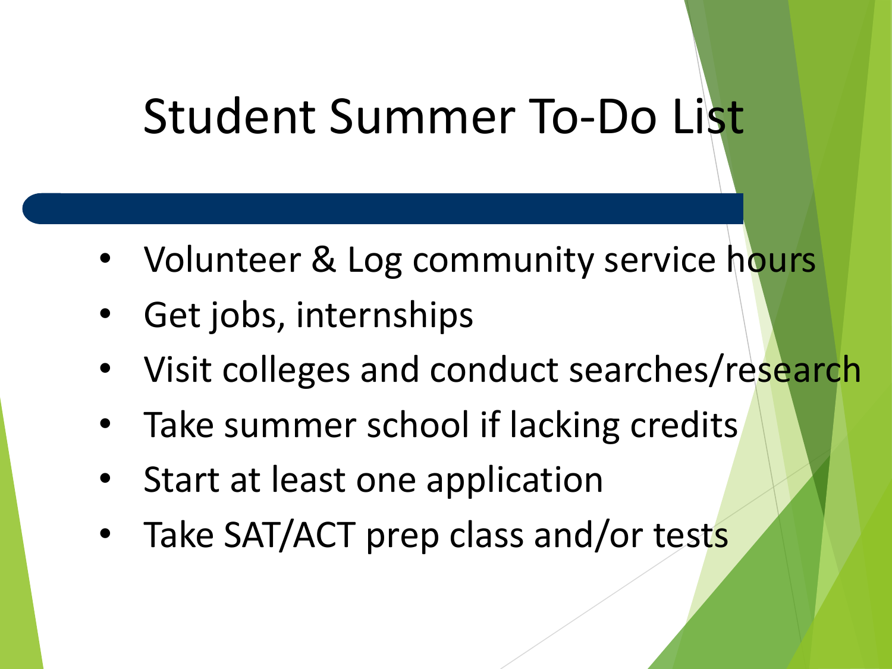# Student Summer To-Do List

- Volunteer & Log community service hours
- Get jobs, internships
- Visit colleges and conduct searches/research
- Take summer school if lacking credits
- Start at least one application
- Take SAT/ACT prep class and/or tests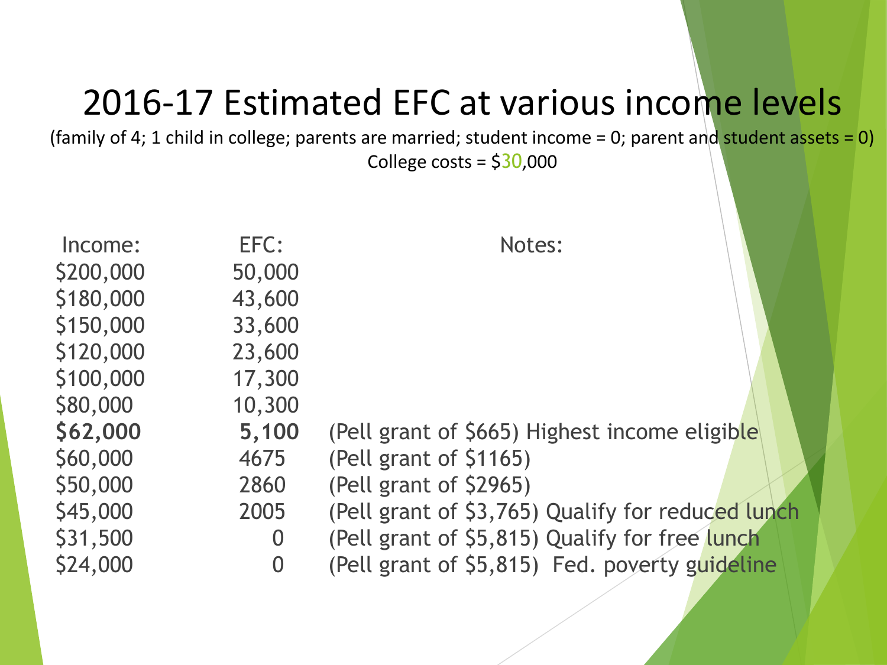# 2016-17 Estimated EFC at various income levels

(family of 4; 1 child in college; parents are married; student income = 0; parent and student assets = 0)

College costs = $30,000

| Income: | EFC: | Notes: |
|---|---|---|
| $200,000 | 50,000 | |
| $180,000 | 43,600 | |
| $150,000 | 33,600 | |
| $120,000 | 23,600 | |
| $100,000 | 17,300 | |
| $80,000 | 10,300 | |
| **$62,000** | **5,100** | (Pell grant of $665) Highest income eligible |
| $60,000 | 4675 | (Pell grant of $1165) |
| $50,000 | 2860 | (Pell grant of $2965) |
| $45,000 | 2005 | (Pell grant of $3,765) Qualify for reduced lunch |
| $31,500 | 0 | (Pell grant of $5,815) Qualify for free lunch |
| $24,000 | 0 | (Pell grant of $5,815) Fed. poverty guideline |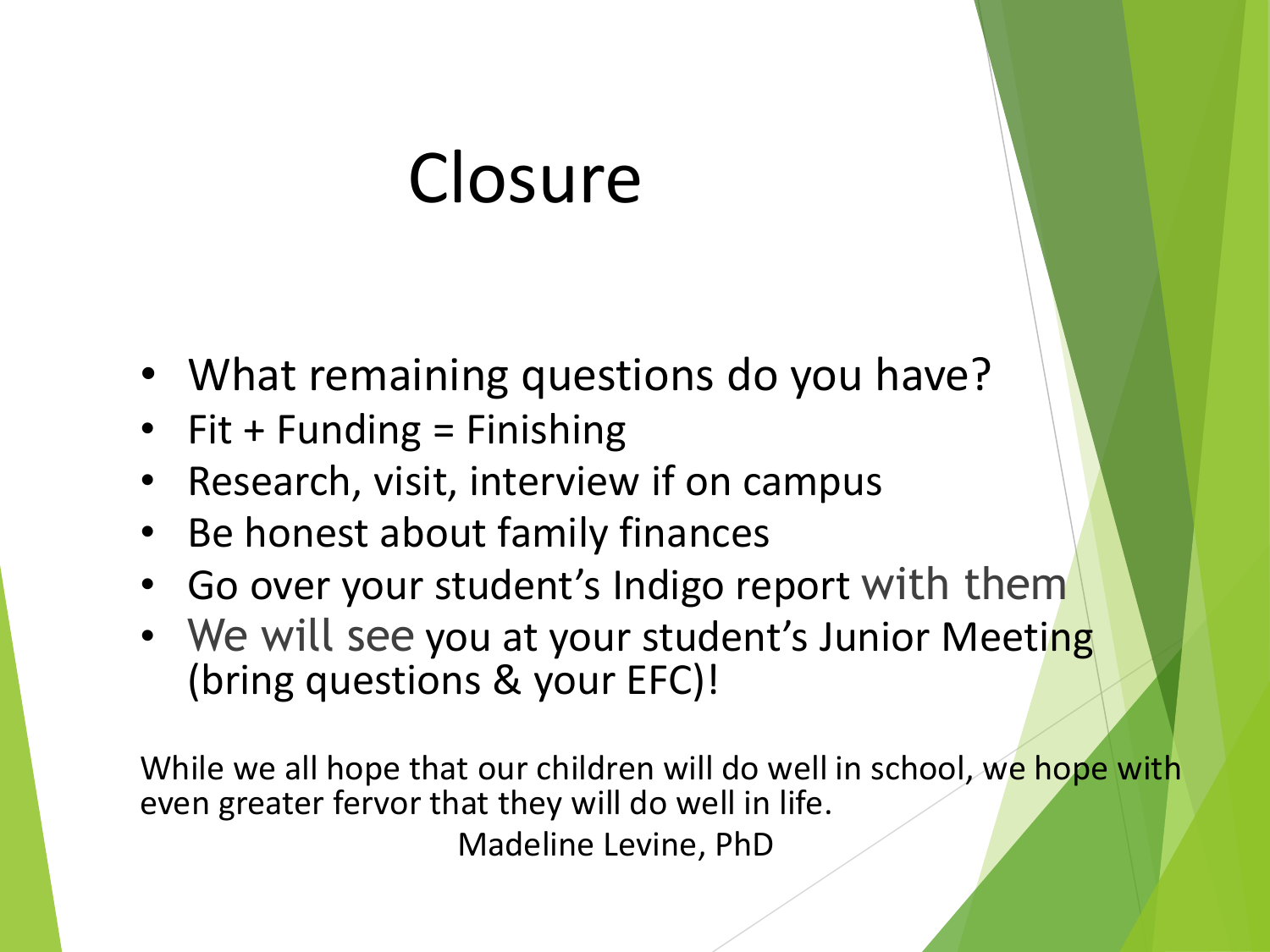# Closure

- What remaining questions do you have?
- Fit + Funding = Finishing
- Research, visit, interview if on campus
- Be honest about family finances
- Go over your student's Indigo report with them
- We will see you at your student's Junior Meeting (bring questions & your EFC)!

While we all hope that our children will do well in school, we hope with even greater fervor that they will do well in life.

Madeline Levine, PhD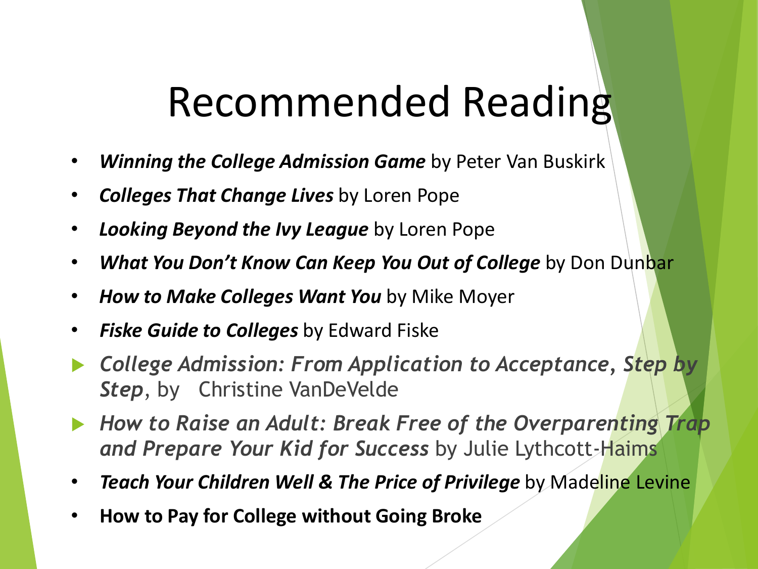# Recommended Reading

- ***Winning the College Admission Game*** by Peter Van Buskirk
- ***Colleges That Change Lives*** by Loren Pope
- ***Looking Beyond the Ivy League*** by Loren Pope
- ***What You Don't Know Can Keep You Out of College*** by Don Dunbar
- ***How to Make Colleges Want You*** by Mike Moyer
- ***Fiske Guide to Colleges*** by Edward Fiske
- ***College Admission: From Application to Acceptance, Step by Step***, by Christine VanDeVelde
- ***How to Raise an Adult: Break Free of the Overparenting Trap and Prepare Your Kid for Success*** by Julie Lythcott-Haims
- ***Teach Your Children Well & The Price of Privilege*** by Madeline Levine
- **How to Pay for College without Going Broke**